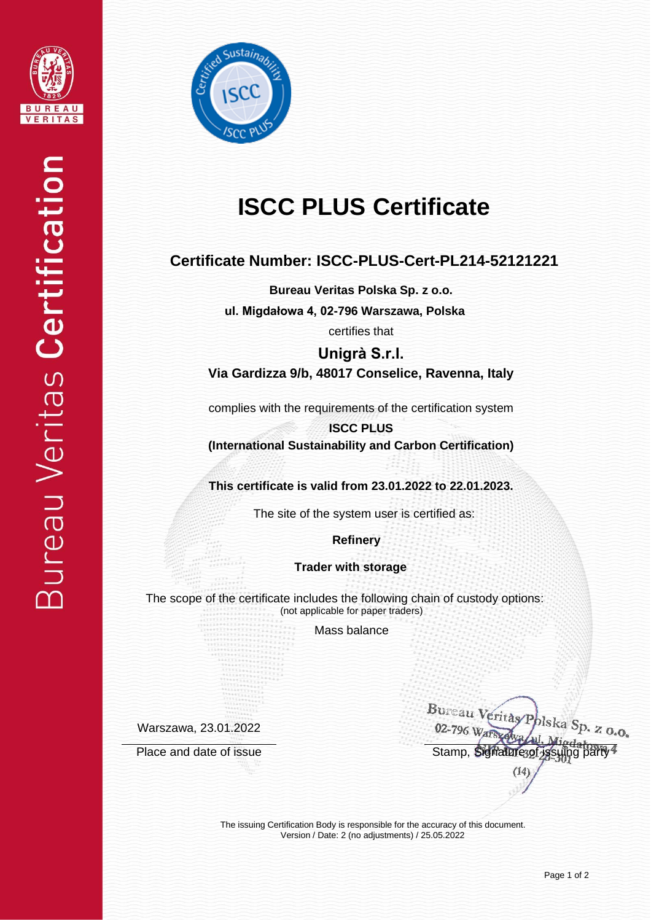# ISCC PLUS Certificate

## Certificate Number: ISCC-PLUS-Cert-PL214-52121221

**Bureau Veritas Polska Sp. z o.o.**

**ul. Migdałowa 4, 02-796 Warszawa, Polska**

certifies that

**Unigrà S.r.l.**

**Via Gardizza 9/b, 48017 Conselice, Ravenna, Italy**

complies with the requirements of the certification system

**ISCC PLUS**

**(International Sustainability and Carbon Certification)**

**This certificate is valid from 23.01.2022 to 22.01.2023.**

The site of the system user is certified as:

**Refinery**

**Trader with storage**

The scope of the certificate includes the following chain of custody options:
(not applicable for paper traders)

Mass balance

Warszawa, 23.01.2022

Place and date of issue

Bureau Veritas Polska Sp. z o.o.
02-796 Warszawa, ul. Migdałowa 4
(14)

Stamp, Signature of issuing party

The issuing Certification Body is responsible for the accuracy of this document.
Version / Date: 2 (no adjustments) / 25.05.2022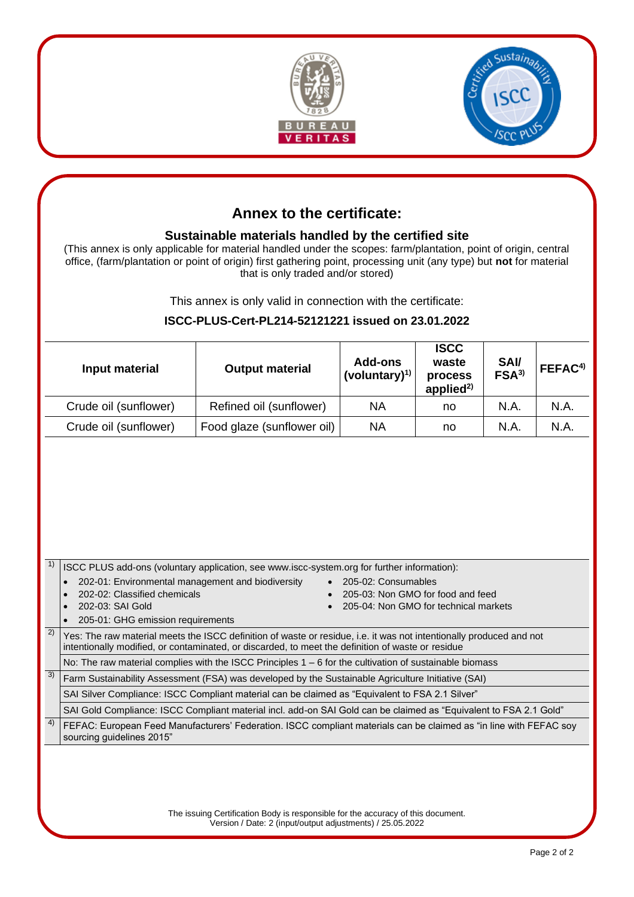# Annex to the certificate:

## Sustainable materials handled by the certified site

(This annex is only applicable for material handled under the scopes: farm/plantation, point of origin, central office, (farm/plantation or point of origin) first gathering point, processing unit (any type) but **not** for material that is only traded and/or stored)

This annex is only valid in connection with the certificate:

**ISCC-PLUS-Cert-PL214-52121221 issued on 23.01.2022**

| Input material | Output material | Add-ons (voluntary)[1] | ISCC waste process applied[2] | SAI/ FSA[3] | FEFAC[4] |
|---|---|---|---|---|---|
| Crude oil (sunflower) | Refined oil (sunflower) | NA | no | N.A. | N.A. |
| Crude oil (sunflower) | Food glaze (sunflower oil) | NA | no | N.A. | N.A. |

1) ISCC PLUS add-ons (voluntary application, see www.iscc-system.org for further information):

- 202-01: Environmental management and biodiversity
- 202-02: Classified chemicals
- 202-03: SAI Gold
- 205-01: GHG emission requirements
- 205-02: Consumables
- 205-03: Non GMO for food and feed
- 205-04: Non GMO for technical markets

2) Yes: The raw material meets the ISCC definition of waste or residue, i.e. it was not intentionally produced and not intentionally modified, or contaminated, or discarded, to meet the definition of waste or residue

No: The raw material complies with the ISCC Principles 1 – 6 for the cultivation of sustainable biomass

3) Farm Sustainability Assessment (FSA) was developed by the Sustainable Agriculture Initiative (SAI)

SAI Silver Compliance: ISCC Compliant material can be claimed as "Equivalent to FSA 2.1 Silver"

SAI Gold Compliance: ISCC Compliant material incl. add-on SAI Gold can be claimed as "Equivalent to FSA 2.1 Gold"

4) FEFAC: European Feed Manufacturers' Federation. ISCC compliant materials can be claimed as "in line with FEFAC soy sourcing guidelines 2015"

The issuing Certification Body is responsible for the accuracy of this document.
Version / Date: 2 (input/output adjustments) / 25.05.2022